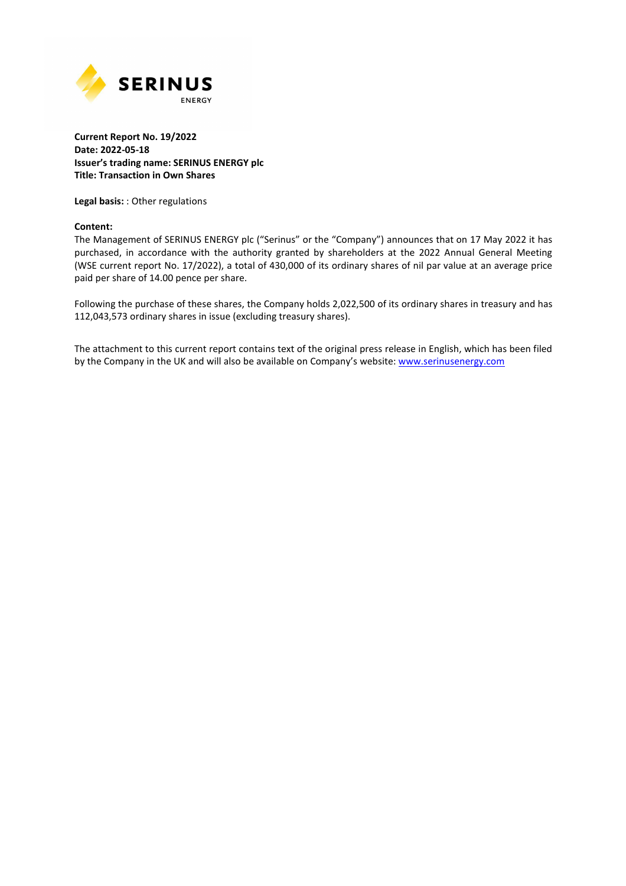**SERINUS**
ENERGY

**Current Report No. 19/2022**
**Date: 2022-05-18**
**Issuer's trading name: SERINUS ENERGY plc**
**Title: Transaction in Own Shares**

**Legal basis:** : Other regulations

**Content:**
The Management of SERINUS ENERGY plc ("Serinus" or the "Company") announces that on 17 May 2022 it has purchased, in accordance with the authority granted by shareholders at the 2022 Annual General Meeting (WSE current report No. 17/2022), a total of 430,000 of its ordinary shares of nil par value at an average price paid per share of 14.00 pence per share.

Following the purchase of these shares, the Company holds 2,022,500 of its ordinary shares in treasury and has 112,043,573 ordinary shares in issue (excluding treasury shares).

The attachment to this current report contains text of the original press release in English, which has been filed by the Company in the UK and will also be available on Company's website: [www.serinusenergy.com](www.serinusenergy.com)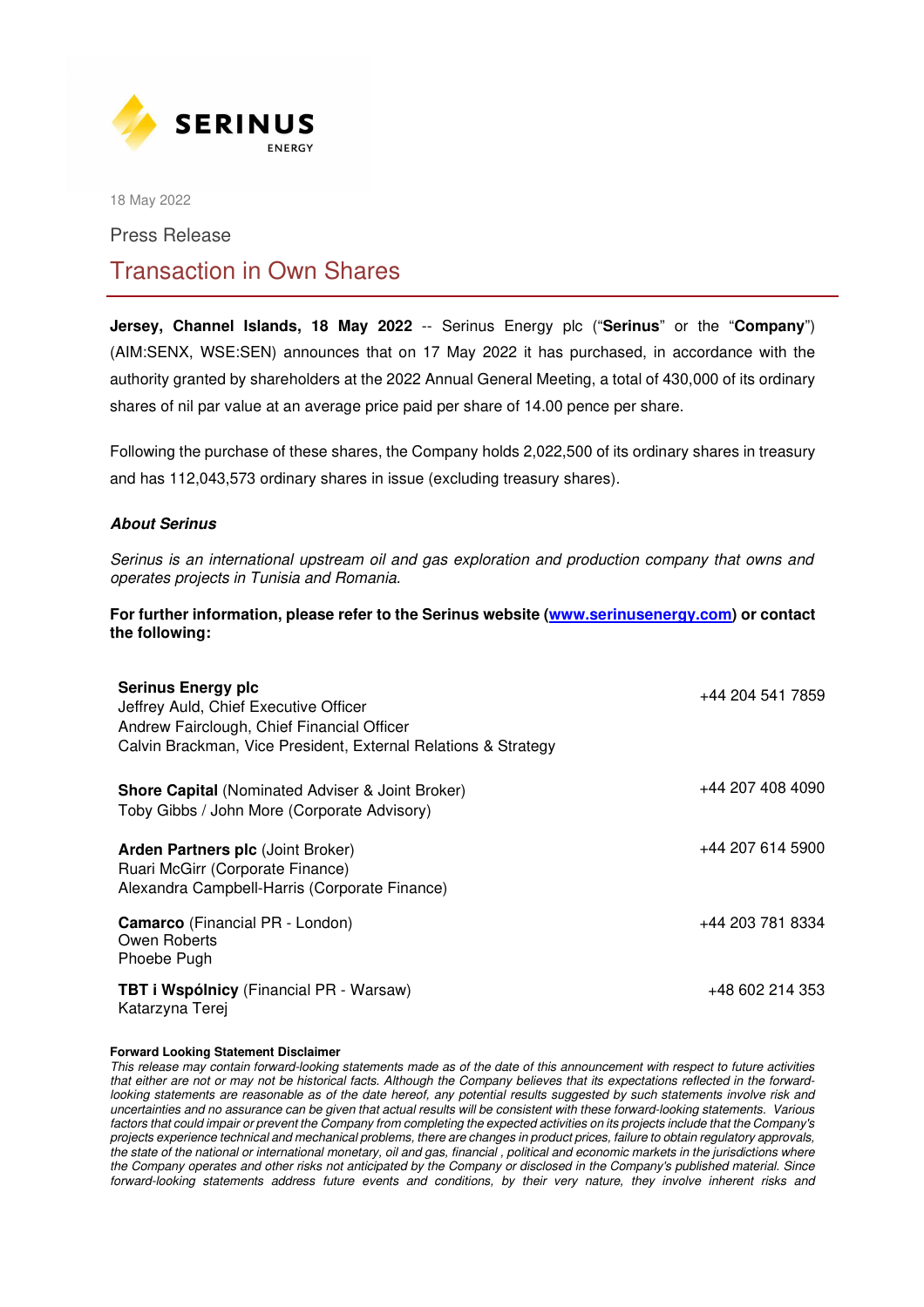18 May 2022

Press Release

# Transaction in Own Shares

**Jersey, Channel Islands, 18 May 2022** -- Serinus Energy plc ("**Serinus**" or the "**Company**") (AIM:SENX, WSE:SEN) announces that on 17 May 2022 it has purchased, in accordance with the authority granted by shareholders at the 2022 Annual General Meeting, a total of 430,000 of its ordinary shares of nil par value at an average price paid per share of 14.00 pence per share.

Following the purchase of these shares, the Company holds 2,022,500 of its ordinary shares in treasury and has 112,043,573 ordinary shares in issue (excluding treasury shares).

***About Serinus***

*Serinus is an international upstream oil and gas exploration and production company that owns and operates projects in Tunisia and Romania.*

**For further information, please refer to the Serinus website ([www.serinusenergy.com](www.serinusenergy.com)) or contact the following:**

| | |
|---|---|
| **Serinus Energy plc**<br>Jeffrey Auld, Chief Executive Officer<br>Andrew Fairclough, Chief Financial Officer<br>Calvin Brackman, Vice President, External Relations & Strategy | +44 204 541 7859 |
| **Shore Capital** (Nominated Adviser & Joint Broker)<br>Toby Gibbs / John More (Corporate Advisory) | +44 207 408 4090 |
| **Arden Partners plc** (Joint Broker)<br>Ruari McGirr (Corporate Finance)<br>Alexandra Campbell-Harris (Corporate Finance) | +44 207 614 5900 |
| **Camarco** (Financial PR - London)<br>Owen Roberts<br>Phoebe Pugh | +44 203 781 8334 |
| **TBT i Wspólnicy** (Financial PR - Warsaw)<br>Katarzyna Terej | +48 602 214 353 |

**Forward Looking Statement Disclaimer**

*This release may contain forward-looking statements made as of the date of this announcement with respect to future activities that either are not or may not be historical facts. Although the Company believes that its expectations reflected in the forward-looking statements are reasonable as of the date hereof, any potential results suggested by such statements involve risk and uncertainties and no assurance can be given that actual results will be consistent with these forward-looking statements. Various factors that could impair or prevent the Company from completing the expected activities on its projects include that the Company's projects experience technical and mechanical problems, there are changes in product prices, failure to obtain regulatory approvals, the state of the national or international monetary, oil and gas, financial , political and economic markets in the jurisdictions where the Company operates and other risks not anticipated by the Company or disclosed in the Company's published material. Since forward-looking statements address future events and conditions, by their very nature, they involve inherent risks and*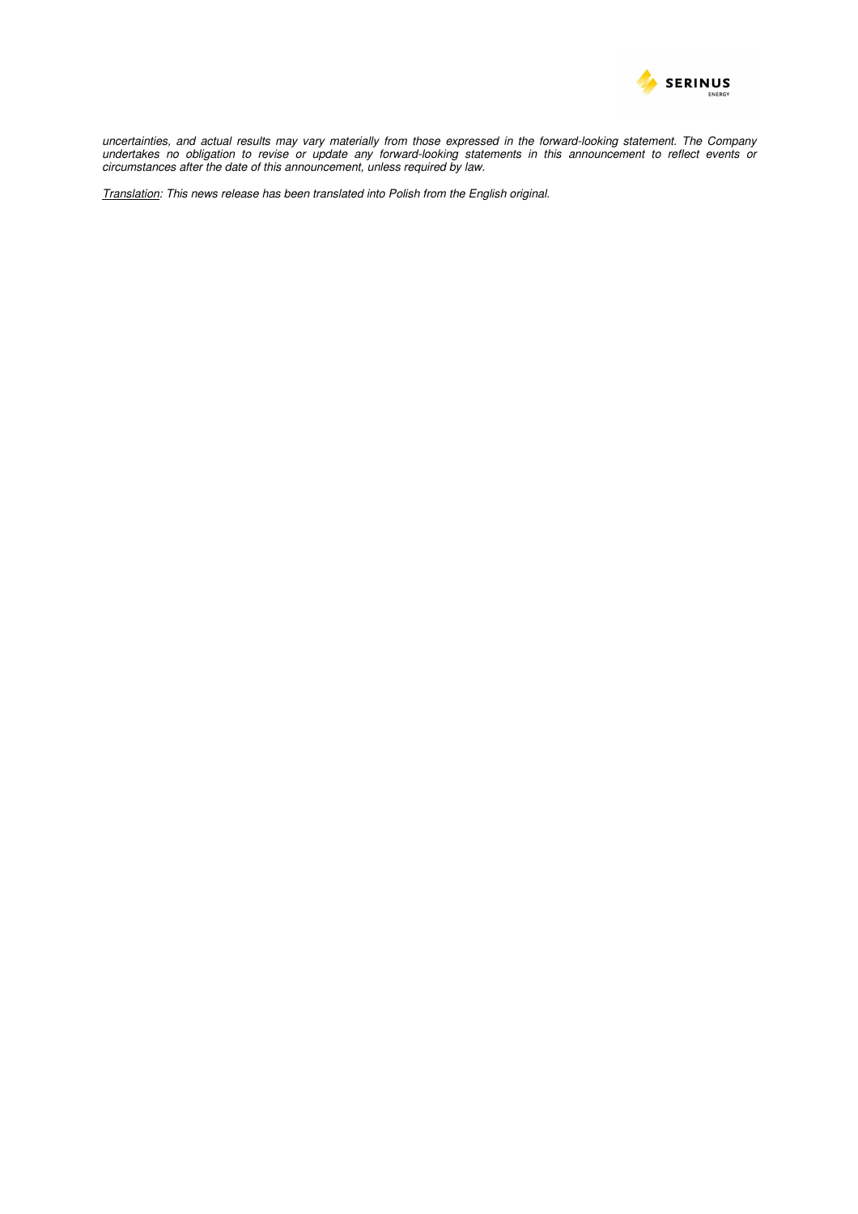*uncertainties, and actual results may vary materially from those expressed in the forward-looking statement. The Company undertakes no obligation to revise or update any forward-looking statements in this announcement to reflect events or circumstances after the date of this announcement, unless required by law.*

*Translation: This news release has been translated into Polish from the English original.*